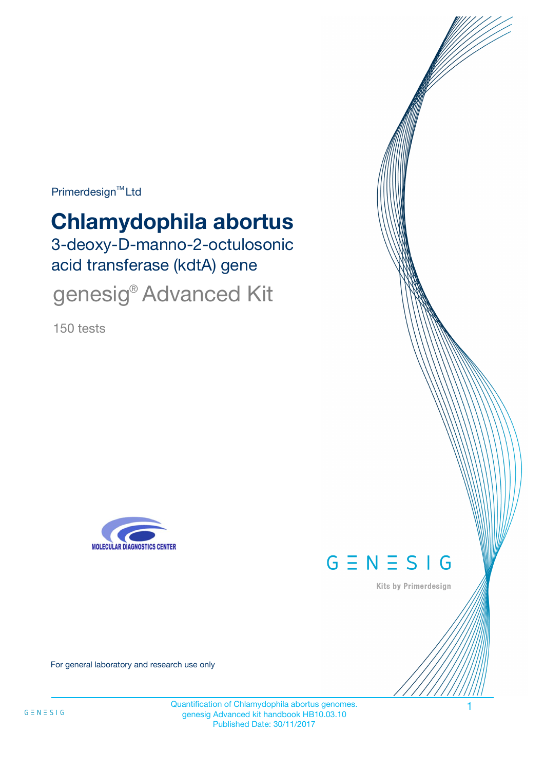Primerdesign™ Ltd

# Chlamydophila abortus

## 3-deoxy-D-manno-2-octulosonic acid transferase (kdtA) gene

## genesig® Advanced Kit

150 tests

MOLECULAR DIAGNOSTICS CENTER

GENESIG

Kits by Primerdesign

For general laboratory and research use only

Quantification of Chlamydophila abortus genomes.
genesig Advanced kit handbook HB10.03.10
Published Date: 30/11/2017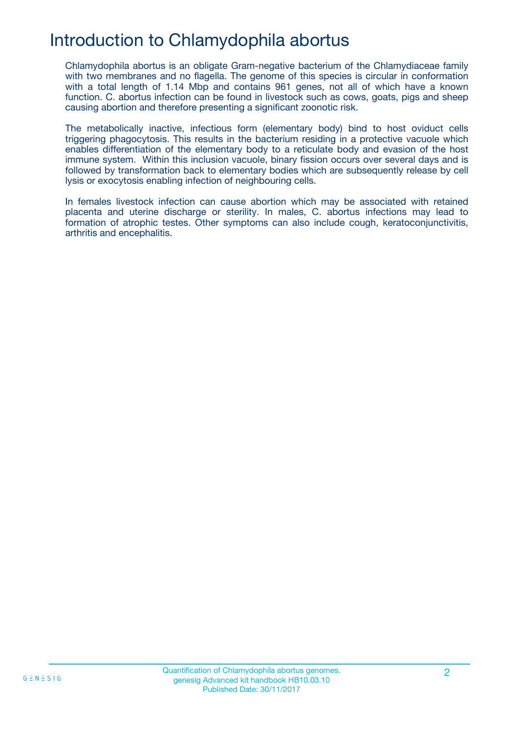# Introduction to Chlamydophila abortus

Chlamydophila abortus is an obligate Gram-negative bacterium of the Chlamydiaceae family with two membranes and no flagella. The genome of this species is circular in conformation with a total length of 1.14 Mbp and contains 961 genes, not all of which have a known function. C. abortus infection can be found in livestock such as cows, goats, pigs and sheep causing abortion and therefore presenting a significant zoonotic risk.

The metabolically inactive, infectious form (elementary body) bind to host oviduct cells triggering phagocytosis. This results in the bacterium residing in a protective vacuole which enables differentiation of the elementary body to a reticulate body and evasion of the host immune system. Within this inclusion vacuole, binary fission occurs over several days and is followed by transformation back to elementary bodies which are subsequently release by cell lysis or exocytosis enabling infection of neighbouring cells.

In females livestock infection can cause abortion which may be associated with retained placenta and uterine discharge or sterility. In males, C. abortus infections may lead to formation of atrophic testes. Other symptoms can also include cough, keratoconjunctivitis, arthritis and encephalitis.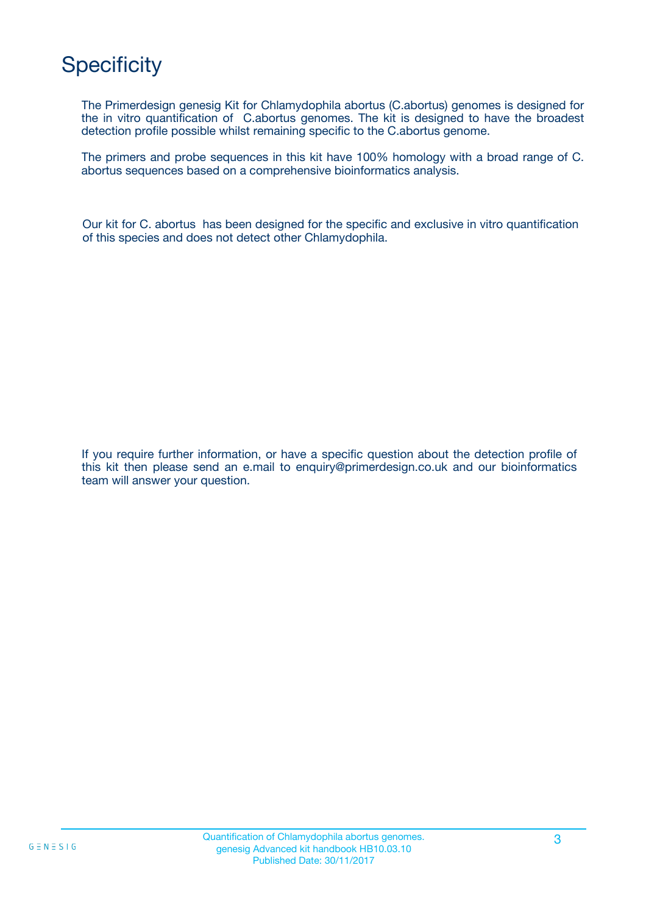# Specificity

The Primerdesign genesig Kit for Chlamydophila abortus (C.abortus) genomes is designed for the in vitro quantification of C.abortus genomes. The kit is designed to have the broadest detection profile possible whilst remaining specific to the C.abortus genome.

The primers and probe sequences in this kit have 100% homology with a broad range of C. abortus sequences based on a comprehensive bioinformatics analysis.

Our kit for C. abortus has been designed for the specific and exclusive in vitro quantification of this species and does not detect other Chlamydophila.

If you require further information, or have a specific question about the detection profile of this kit then please send an e.mail to enquiry@primerdesign.co.uk and our bioinformatics team will answer your question.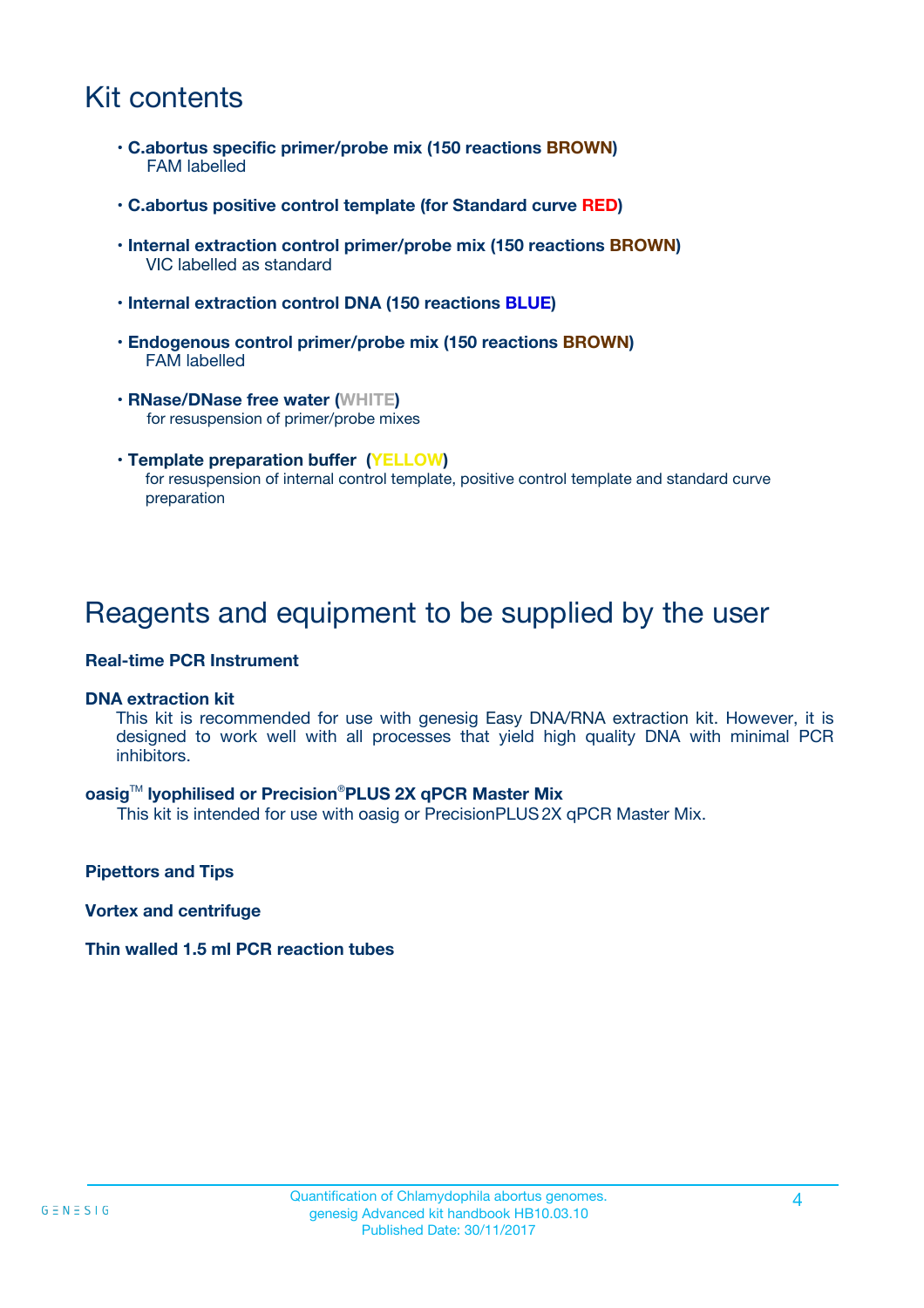# Kit contents

- **C.abortus specific primer/probe mix (150 reactions BROWN)**
  FAM labelled
- **C.abortus positive control template (for Standard curve RED)**
- **Internal extraction control primer/probe mix (150 reactions BROWN)**
  VIC labelled as standard
- **Internal extraction control DNA (150 reactions BLUE)**
- **Endogenous control primer/probe mix (150 reactions BROWN)**
  FAM labelled
- **RNase/DNase free water (WHITE)**
  for resuspension of primer/probe mixes
- **Template preparation buffer (YELLOW)**
  for resuspension of internal control template, positive control template and standard curve preparation

# Reagents and equipment to be supplied by the user

**Real-time PCR Instrument**

**DNA extraction kit**
This kit is recommended for use with genesig Easy DNA/RNA extraction kit. However, it is designed to work well with all processes that yield high quality DNA with minimal PCR inhibitors.

**oasig™ lyophilised or Precision®PLUS 2X qPCR Master Mix**
This kit is intended for use with oasig or PrecisionPLUS 2X qPCR Master Mix.

**Pipettors and Tips**

**Vortex and centrifuge**

**Thin walled 1.5 ml PCR reaction tubes**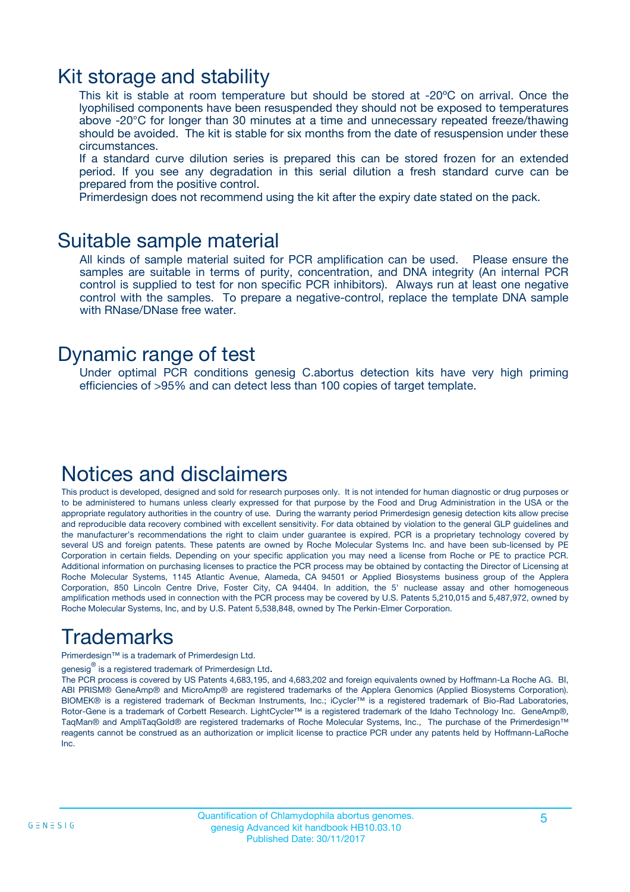# Kit storage and stability

This kit is stable at room temperature but should be stored at -20ºC on arrival. Once the lyophilised components have been resuspended they should not be exposed to temperatures above -20°C for longer than 30 minutes at a time and unnecessary repeated freeze/thawing should be avoided. The kit is stable for six months from the date of resuspension under these circumstances.

If a standard curve dilution series is prepared this can be stored frozen for an extended period. If you see any degradation in this serial dilution a fresh standard curve can be prepared from the positive control.

Primerdesign does not recommend using the kit after the expiry date stated on the pack.

# Suitable sample material

All kinds of sample material suited for PCR amplification can be used. Please ensure the samples are suitable in terms of purity, concentration, and DNA integrity (An internal PCR control is supplied to test for non specific PCR inhibitors). Always run at least one negative control with the samples. To prepare a negative-control, replace the template DNA sample with RNase/DNase free water.

# Dynamic range of test

Under optimal PCR conditions genesig C.abortus detection kits have very high priming efficiencies of >95% and can detect less than 100 copies of target template.

# Notices and disclaimers

This product is developed, designed and sold for research purposes only. It is not intended for human diagnostic or drug purposes or to be administered to humans unless clearly expressed for that purpose by the Food and Drug Administration in the USA or the appropriate regulatory authorities in the country of use. During the warranty period Primerdesign genesig detection kits allow precise and reproducible data recovery combined with excellent sensitivity. For data obtained by violation to the general GLP guidelines and the manufacturer's recommendations the right to claim under guarantee is expired. PCR is a proprietary technology covered by several US and foreign patents. These patents are owned by Roche Molecular Systems Inc. and have been sub-licensed by PE Corporation in certain fields. Depending on your specific application you may need a license from Roche or PE to practice PCR. Additional information on purchasing licenses to practice the PCR process may be obtained by contacting the Director of Licensing at Roche Molecular Systems, 1145 Atlantic Avenue, Alameda, CA 94501 or Applied Biosystems business group of the Applera Corporation, 850 Lincoln Centre Drive, Foster City, CA 94404. In addition, the 5' nuclease assay and other homogeneous amplification methods used in connection with the PCR process may be covered by U.S. Patents 5,210,015 and 5,487,972, owned by Roche Molecular Systems, Inc, and by U.S. Patent 5,538,848, owned by The Perkin-Elmer Corporation.

# Trademarks

Primerdesign™ is a trademark of Primerdesign Ltd.

genesig® is a registered trademark of Primerdesign Ltd.

The PCR process is covered by US Patents 4,683,195, and 4,683,202 and foreign equivalents owned by Hoffmann-La Roche AG. BI, ABI PRISM® GeneAmp® and MicroAmp® are registered trademarks of the Applera Genomics (Applied Biosystems Corporation). BIOMEK® is a registered trademark of Beckman Instruments, Inc.; iCycler™ is a registered trademark of Bio-Rad Laboratories, Rotor-Gene is a trademark of Corbett Research. LightCycler™ is a registered trademark of the Idaho Technology Inc. GeneAmp®, TaqMan® and AmpliTaqGold® are registered trademarks of Roche Molecular Systems, Inc., The purchase of the Primerdesign™ reagents cannot be construed as an authorization or implicit license to practice PCR under any patents held by Hoffmann-LaRoche Inc.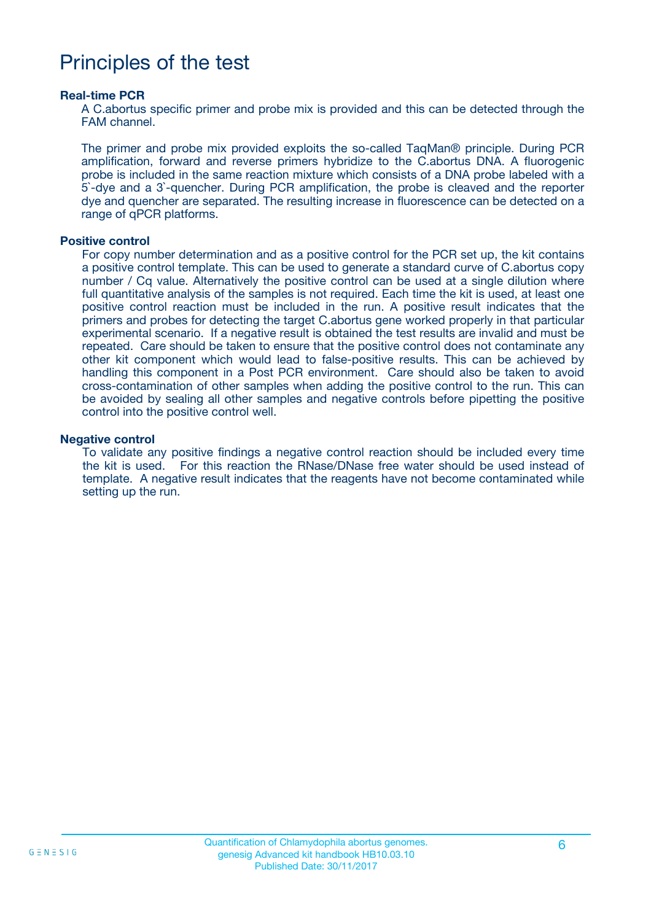# Principles of the test

### Real-time PCR

A C.abortus specific primer and probe mix is provided and this can be detected through the FAM channel.

The primer and probe mix provided exploits the so-called TaqMan® principle. During PCR amplification, forward and reverse primers hybridize to the C.abortus DNA. A fluorogenic probe is included in the same reaction mixture which consists of a DNA probe labeled with a 5`-dye and a 3`-quencher. During PCR amplification, the probe is cleaved and the reporter dye and quencher are separated. The resulting increase in fluorescence can be detected on a range of qPCR platforms.

### Positive control

For copy number determination and as a positive control for the PCR set up, the kit contains a positive control template. This can be used to generate a standard curve of C.abortus copy number / Cq value. Alternatively the positive control can be used at a single dilution where full quantitative analysis of the samples is not required. Each time the kit is used, at least one positive control reaction must be included in the run. A positive result indicates that the primers and probes for detecting the target C.abortus gene worked properly in that particular experimental scenario. If a negative result is obtained the test results are invalid and must be repeated. Care should be taken to ensure that the positive control does not contaminate any other kit component which would lead to false-positive results. This can be achieved by handling this component in a Post PCR environment. Care should also be taken to avoid cross-contamination of other samples when adding the positive control to the run. This can be avoided by sealing all other samples and negative controls before pipetting the positive control into the positive control well.

### Negative control

To validate any positive findings a negative control reaction should be included every time the kit is used. For this reaction the RNase/DNase free water should be used instead of template. A negative result indicates that the reagents have not become contaminated while setting up the run.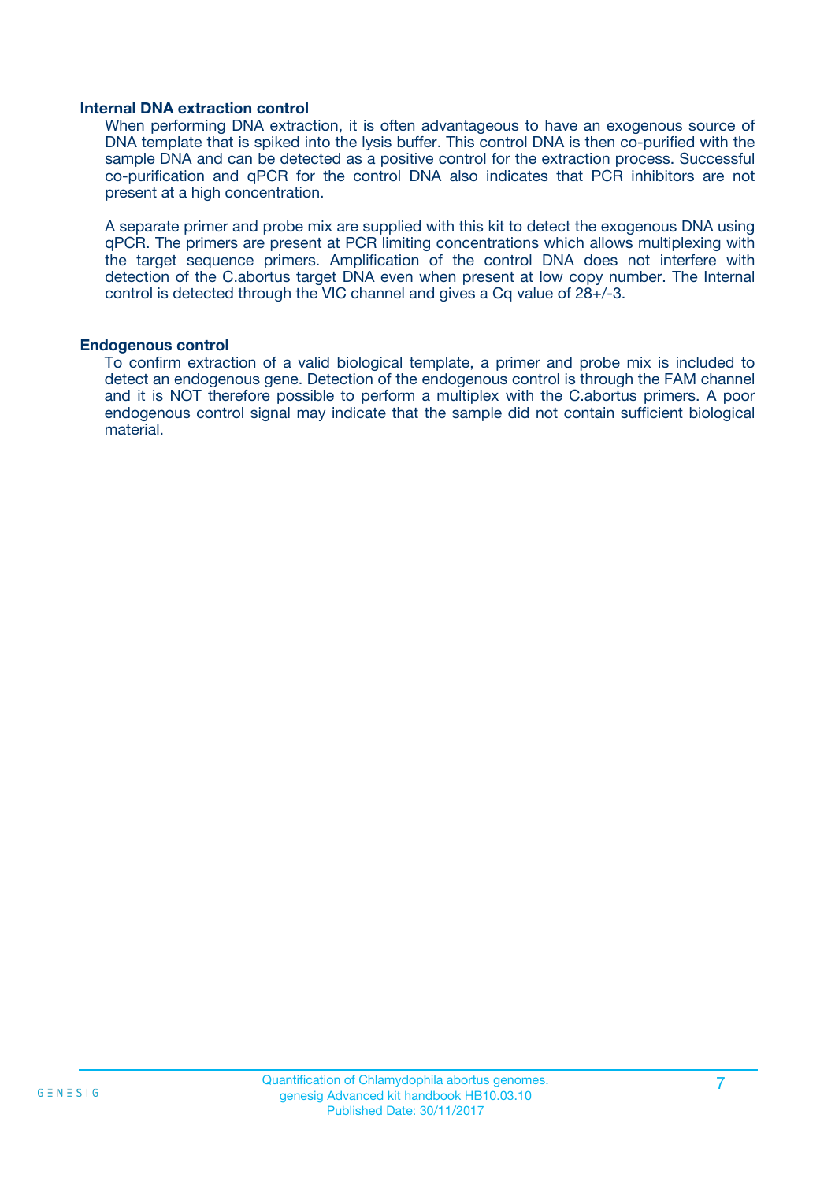### Internal DNA extraction control

When performing DNA extraction, it is often advantageous to have an exogenous source of DNA template that is spiked into the lysis buffer. This control DNA is then co-purified with the sample DNA and can be detected as a positive control for the extraction process. Successful co-purification and qPCR for the control DNA also indicates that PCR inhibitors are not present at a high concentration.

A separate primer and probe mix are supplied with this kit to detect the exogenous DNA using qPCR. The primers are present at PCR limiting concentrations which allows multiplexing with the target sequence primers. Amplification of the control DNA does not interfere with detection of the C.abortus target DNA even when present at low copy number. The Internal control is detected through the VIC channel and gives a Cq value of 28+/-3.

### Endogenous control

To confirm extraction of a valid biological template, a primer and probe mix is included to detect an endogenous gene. Detection of the endogenous control is through the FAM channel and it is NOT therefore possible to perform a multiplex with the C.abortus primers. A poor endogenous control signal may indicate that the sample did not contain sufficient biological material.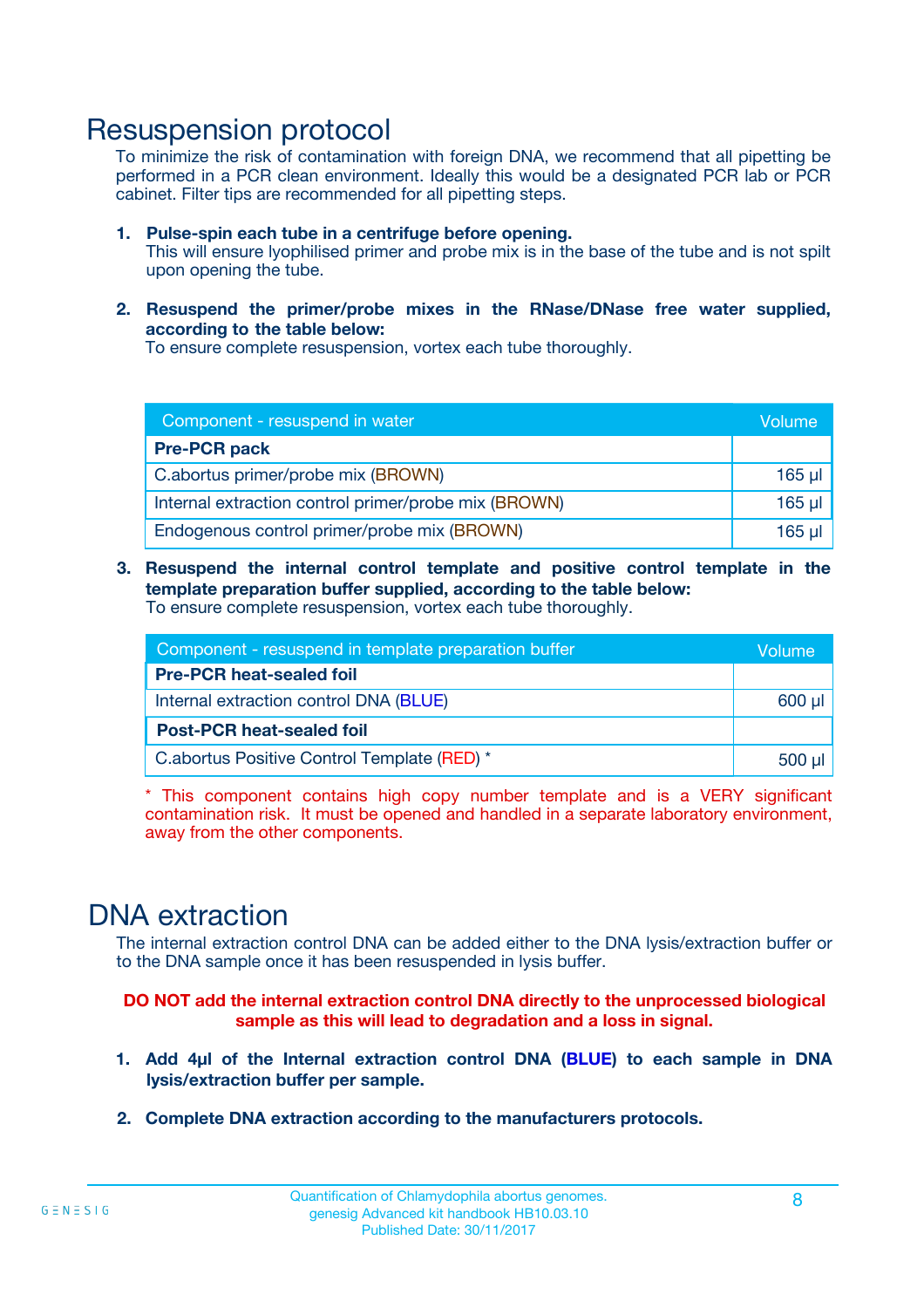# Resuspension protocol

To minimize the risk of contamination with foreign DNA, we recommend that all pipetting be performed in a PCR clean environment. Ideally this would be a designated PCR lab or PCR cabinet. Filter tips are recommended for all pipetting steps.

1. **Pulse-spin each tube in a centrifuge before opening.**
   This will ensure lyophilised primer and probe mix is in the base of the tube and is not spilt upon opening the tube.

2. **Resuspend the primer/probe mixes in the RNase/DNase free water supplied, according to the table below:**
   To ensure complete resuspension, vortex each tube thoroughly.

| Component - resuspend in water | Volume |
|---|---|
| **Pre-PCR pack** | |
| C.abortus primer/probe mix (BROWN) | 165 µl |
| Internal extraction control primer/probe mix (BROWN) | 165 µl |
| Endogenous control primer/probe mix (BROWN) | 165 µl |

3. **Resuspend the internal control template and positive control template in the template preparation buffer supplied, according to the table below:**
   To ensure complete resuspension, vortex each tube thoroughly.

| Component - resuspend in template preparation buffer | Volume |
|---|---|
| **Pre-PCR heat-sealed foil** | |
| Internal extraction control DNA (BLUE) | 600 µl |
| **Post-PCR heat-sealed foil** | |
| C.abortus Positive Control Template (RED) * | 500 µl |

* This component contains high copy number template and is a VERY significant contamination risk. It must be opened and handled in a separate laboratory environment, away from the other components.

# DNA extraction

The internal extraction control DNA can be added either to the DNA lysis/extraction buffer or to the DNA sample once it has been resuspended in lysis buffer.

**DO NOT add the internal extraction control DNA directly to the unprocessed biological sample as this will lead to degradation and a loss in signal.**

1. **Add 4µl of the Internal extraction control DNA (BLUE) to each sample in DNA lysis/extraction buffer per sample.**

2. **Complete DNA extraction according to the manufacturers protocols.**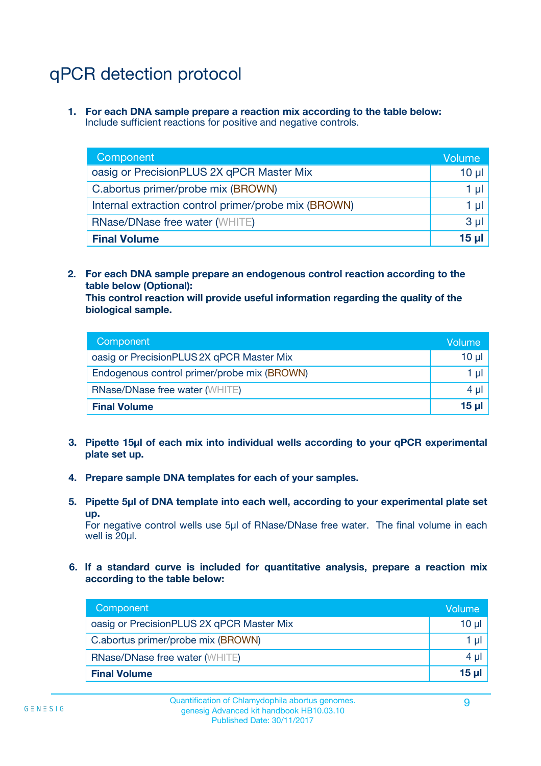# qPCR detection protocol

1. **For each DNA sample prepare a reaction mix according to the table below:**
   Include sufficient reactions for positive and negative controls.

| Component | Volume |
|---|---|
| oasig or PrecisionPLUS 2X qPCR Master Mix | 10 µl |
| C.abortus primer/probe mix (BROWN) | 1 µl |
| Internal extraction control primer/probe mix (BROWN) | 1 µl |
| RNase/DNase free water (WHITE) | 3 µl |
| **Final Volume** | **15 µl** |

2. **For each DNA sample prepare an endogenous control reaction according to the table below (Optional):**
   **This control reaction will provide useful information regarding the quality of the biological sample.**

| Component | Volume |
|---|---|
| oasig or PrecisionPLUS 2X qPCR Master Mix | 10 µl |
| Endogenous control primer/probe mix (BROWN) | 1 µl |
| RNase/DNase free water (WHITE) | 4 µl |
| **Final Volume** | **15 µl** |

3. **Pipette 15µl of each mix into individual wells according to your qPCR experimental plate set up.**

4. **Prepare sample DNA templates for each of your samples.**

5. **Pipette 5µl of DNA template into each well, according to your experimental plate set up.**
   For negative control wells use 5µl of RNase/DNase free water. The final volume in each well is 20µl.

6. **If a standard curve is included for quantitative analysis, prepare a reaction mix according to the table below:**

| Component | Volume |
|---|---|
| oasig or PrecisionPLUS 2X qPCR Master Mix | 10 µl |
| C.abortus primer/probe mix (BROWN) | 1 µl |
| RNase/DNase free water (WHITE) | 4 µl |
| **Final Volume** | **15 µl** |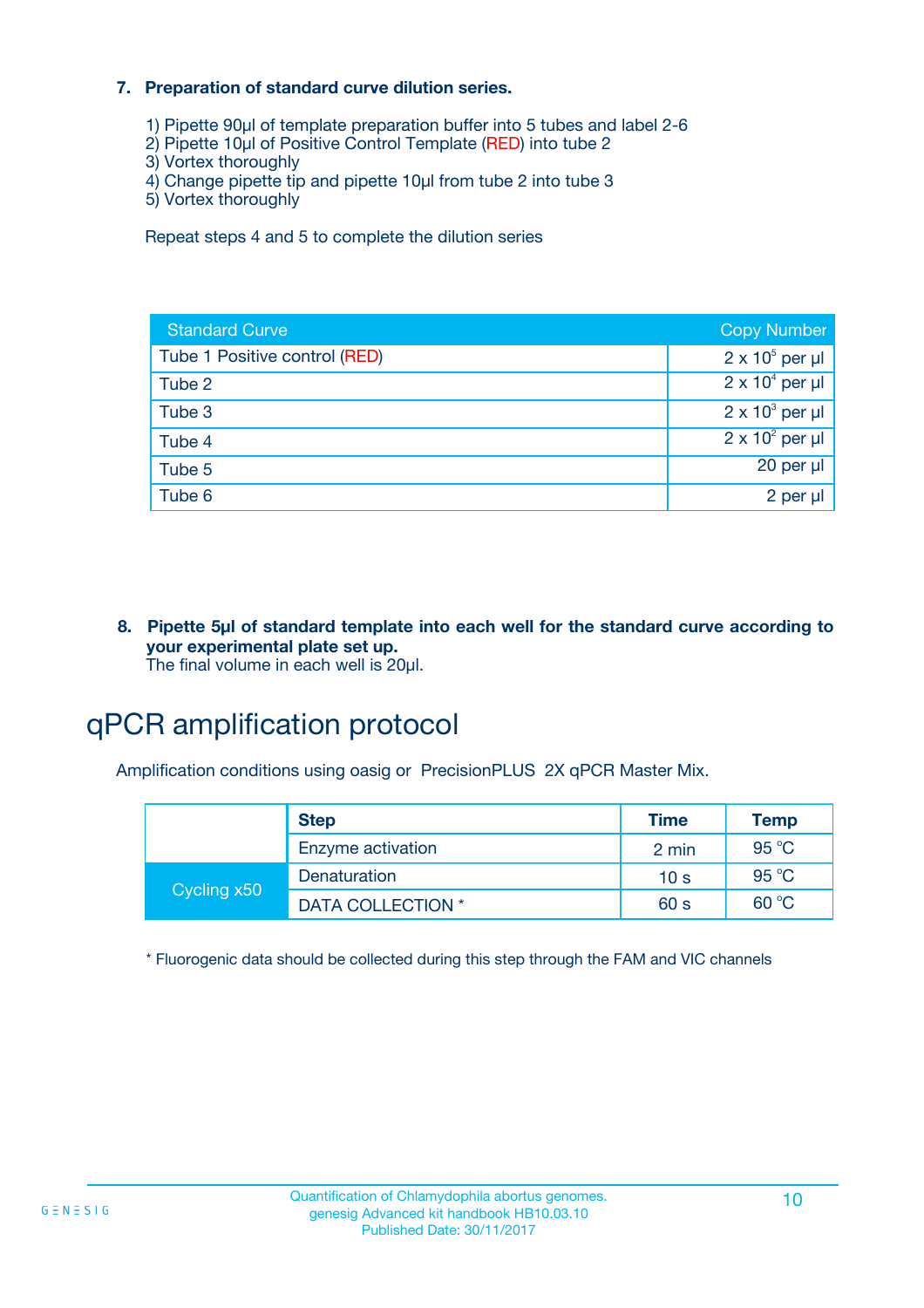**7. Preparation of standard curve dilution series.**

1) Pipette 90µl of template preparation buffer into 5 tubes and label 2-6
2) Pipette 10µl of Positive Control Template (RED) into tube 2
3) Vortex thoroughly
4) Change pipette tip and pipette 10µl from tube 2 into tube 3
5) Vortex thoroughly

Repeat steps 4 and 5 to complete the dilution series

| Standard Curve | Copy Number |
|---|---|
| Tube 1 Positive control (RED) | $2 \times 10^5$ per µl |
| Tube 2 | $2 \times 10^4$ per µl |
| Tube 3 | $2 \times 10^3$ per µl |
| Tube 4 | $2 \times 10^2$ per µl |
| Tube 5 | 20 per µl |
| Tube 6 | 2 per µl |

**8. Pipette 5µl of standard template into each well for the standard curve according to your experimental plate set up.**
The final volume in each well is 20µl.

# qPCR amplification protocol

Amplification conditions using oasig or PrecisionPLUS 2X qPCR Master Mix.

| | Step | Time | Temp |
|---|---|---|---|
| | Enzyme activation | 2 min | 95 °C |
| Cycling x50 | Denaturation | 10 s | 95 °C |
| | DATA COLLECTION * | 60 s | 60 °C |

* Fluorogenic data should be collected during this step through the FAM and VIC channels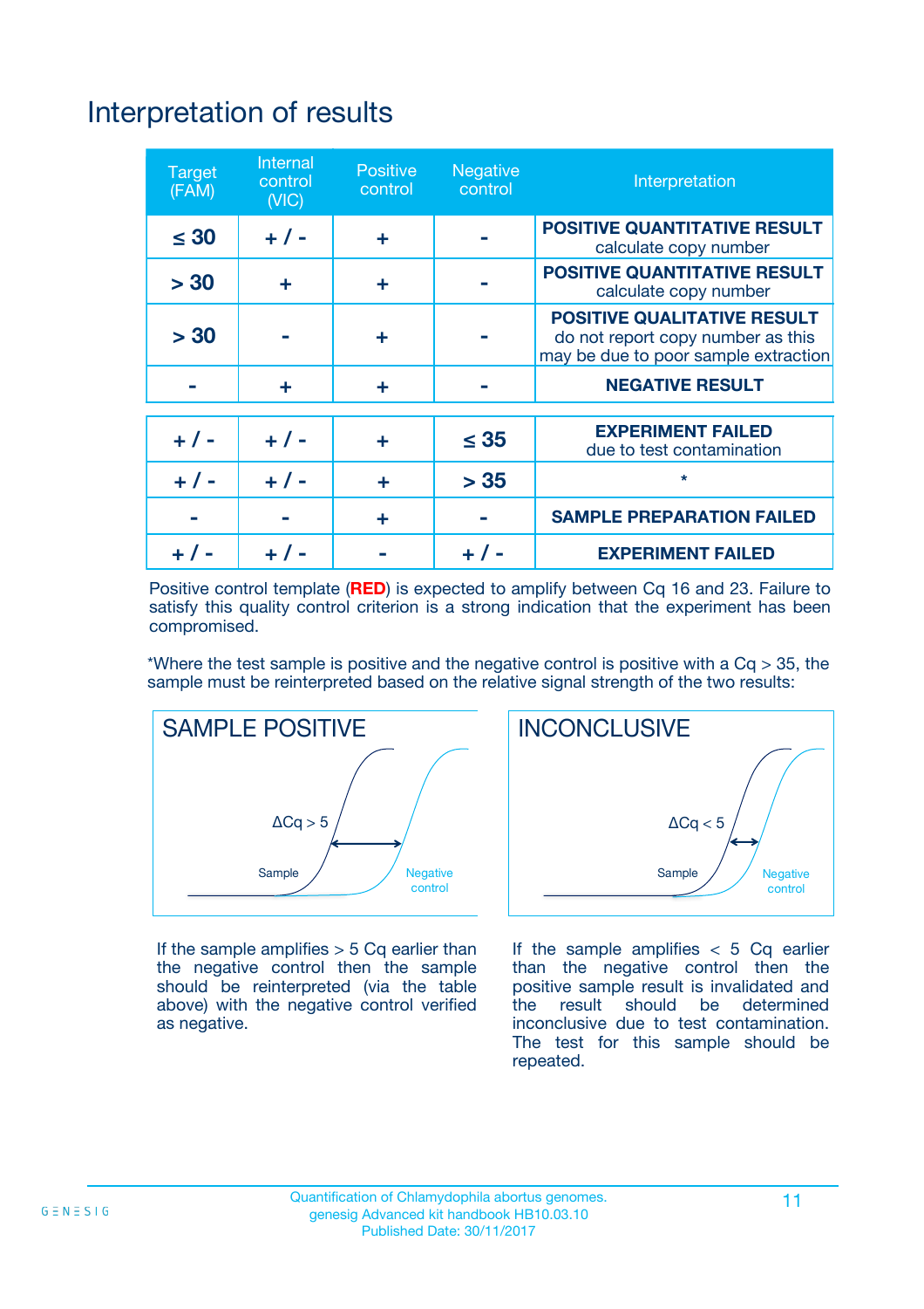# Interpretation of results

| Target (FAM) | Internal control (VIC) | Positive control | Negative control | Interpretation |
|---|---|---|---|---|
| ≤ 30 | + / - | + | - | **POSITIVE QUANTITATIVE RESULT** calculate copy number |
| > 30 | + | + | - | **POSITIVE QUANTITATIVE RESULT** calculate copy number |
| > 30 | - | + | - | **POSITIVE QUALITATIVE RESULT** do not report copy number as this may be due to poor sample extraction |
| - | + | + | - | **NEGATIVE RESULT** |
| + / - | + / - | + | ≤ 35 | **EXPERIMENT FAILED** due to test contamination |
| + / - | + / - | + | > 35 | * |
| - | - | + | - | **SAMPLE PREPARATION FAILED** |
| + / - | + / - | - | + / - | **EXPERIMENT FAILED** |

Positive control template (**RED**) is expected to amplify between Cq 16 and 23. Failure to satisfy this quality control criterion is a strong indication that the experiment has been compromised.

*Where the test sample is positive and the negative control is positive with a Cq > 35, the sample must be reinterpreted based on the relative signal strength of the two results:

**SAMPLE POSITIVE**

ΔCq > 5

Sample

Negative control

If the sample amplifies > 5 Cq earlier than the negative control then the sample should be reinterpreted (via the table above) with the negative control verified as negative.

**INCONCLUSIVE**

ΔCq < 5

Sample

Negative control

If the sample amplifies < 5 Cq earlier than the negative control then the positive sample result is invalidated and the result should be determined inconclusive due to test contamination. The test for this sample should be repeated.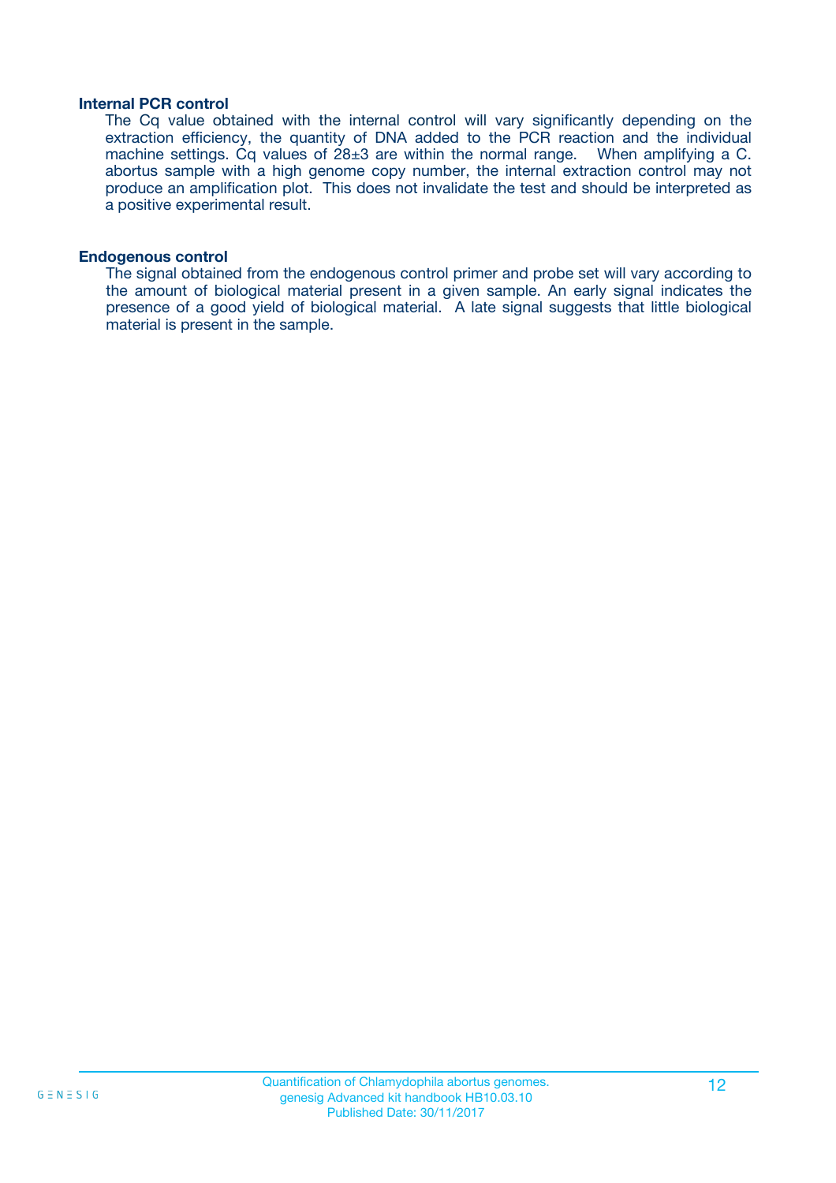### Internal PCR control

The Cq value obtained with the internal control will vary significantly depending on the extraction efficiency, the quantity of DNA added to the PCR reaction and the individual machine settings. Cq values of 28±3 are within the normal range. When amplifying a C. abortus sample with a high genome copy number, the internal extraction control may not produce an amplification plot. This does not invalidate the test and should be interpreted as a positive experimental result.

### Endogenous control

The signal obtained from the endogenous control primer and probe set will vary according to the amount of biological material present in a given sample. An early signal indicates the presence of a good yield of biological material. A late signal suggests that little biological material is present in the sample.